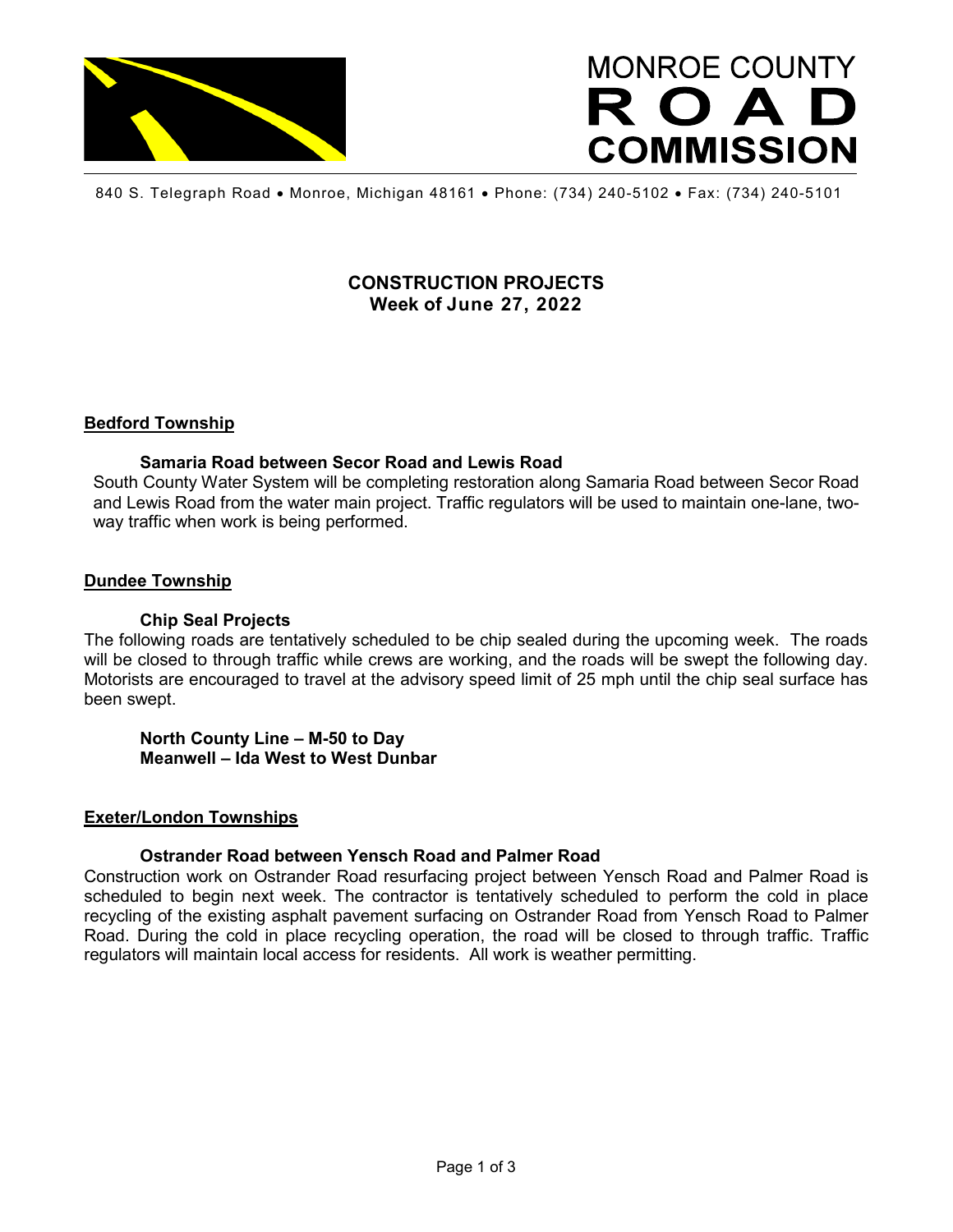# MONROE COUNTY ROAD COMMISSION

840 S. Telegraph Road • Monroe, Michigan 48161 • Phone: (734) 240-5102 • Fax: (734) 240-5101

## CONSTRUCTION PROJECTS
### Week of June 27, 2022

## Bedford Township

### Samaria Road between Secor Road and Lewis Road

South County Water System will be completing restoration along Samaria Road between Secor Road and Lewis Road from the water main project. Traffic regulators will be used to maintain one-lane, two-way traffic when work is being performed.

## Dundee Township

### Chip Seal Projects

The following roads are tentatively scheduled to be chip sealed during the upcoming week. The roads will be closed to through traffic while crews are working, and the roads will be swept the following day. Motorists are encouraged to travel at the advisory speed limit of 25 mph until the chip seal surface has been swept.

**North County Line – M-50 to Day**
**Meanwell – Ida West to West Dunbar**

## Exeter/London Townships

### Ostrander Road between Yensch Road and Palmer Road

Construction work on Ostrander Road resurfacing project between Yensch Road and Palmer Road is scheduled to begin next week. The contractor is tentatively scheduled to perform the cold in place recycling of the existing asphalt pavement surfacing on Ostrander Road from Yensch Road to Palmer Road. During the cold in place recycling operation, the road will be closed to through traffic. Traffic regulators will maintain local access for residents. All work is weather permitting.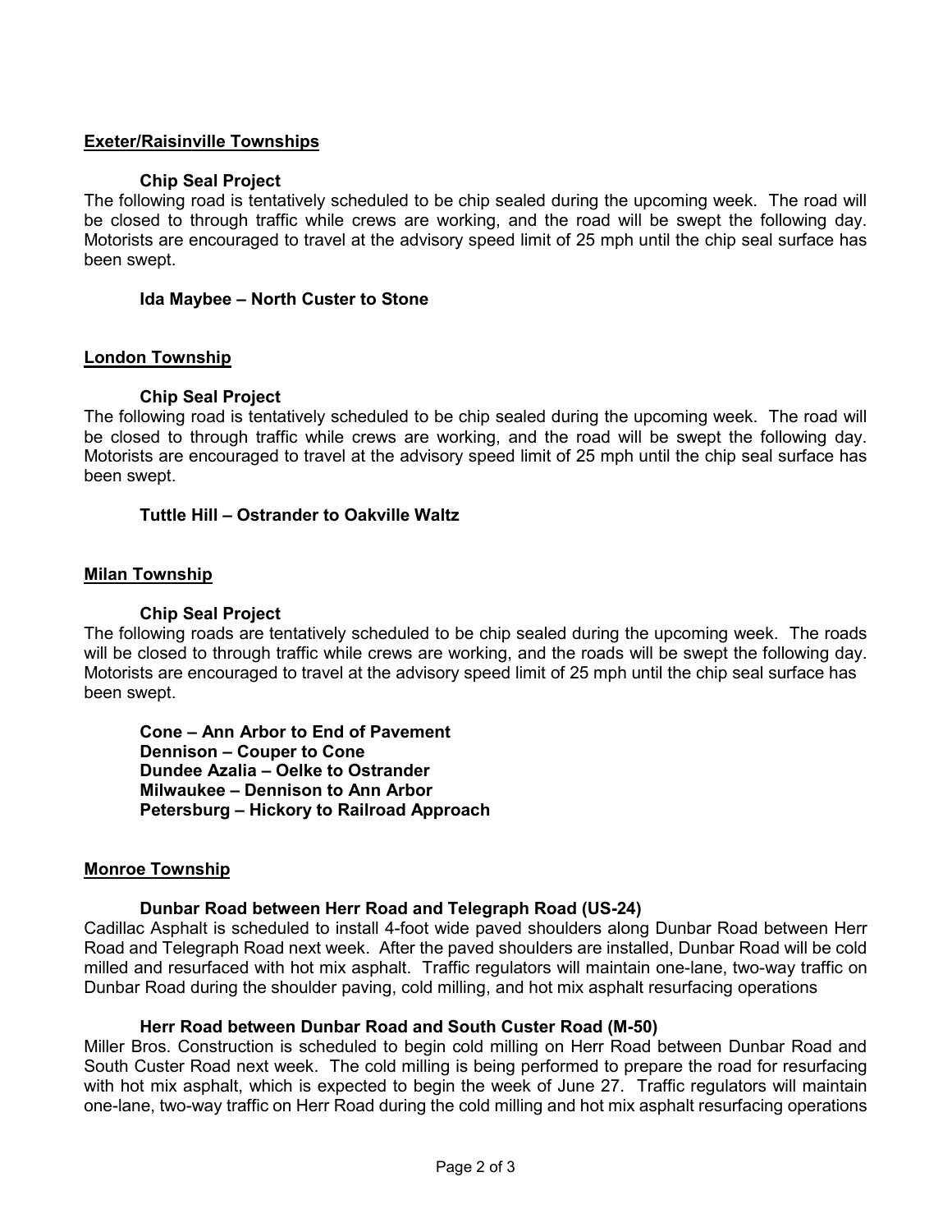## Exeter/Raisinville Townships

### Chip Seal Project

The following road is tentatively scheduled to be chip sealed during the upcoming week. The road will be closed to through traffic while crews are working, and the road will be swept the following day. Motorists are encouraged to travel at the advisory speed limit of 25 mph until the chip seal surface has been swept.

**Ida Maybee – North Custer to Stone**

## London Township

### Chip Seal Project

The following road is tentatively scheduled to be chip sealed during the upcoming week. The road will be closed to through traffic while crews are working, and the road will be swept the following day. Motorists are encouraged to travel at the advisory speed limit of 25 mph until the chip seal surface has been swept.

**Tuttle Hill – Ostrander to Oakville Waltz**

## Milan Township

### Chip Seal Project

The following roads are tentatively scheduled to be chip sealed during the upcoming week. The roads will be closed to through traffic while crews are working, and the roads will be swept the following day. Motorists are encouraged to travel at the advisory speed limit of 25 mph until the chip seal surface has been swept.

**Cone – Ann Arbor to End of Pavement**
**Dennison – Couper to Cone**
**Dundee Azalia – Oelke to Ostrander**
**Milwaukee – Dennison to Ann Arbor**
**Petersburg – Hickory to Railroad Approach**

## Monroe Township

### Dunbar Road between Herr Road and Telegraph Road (US-24)

Cadillac Asphalt is scheduled to install 4-foot wide paved shoulders along Dunbar Road between Herr Road and Telegraph Road next week. After the paved shoulders are installed, Dunbar Road will be cold milled and resurfaced with hot mix asphalt. Traffic regulators will maintain one-lane, two-way traffic on Dunbar Road during the shoulder paving, cold milling, and hot mix asphalt resurfacing operations

### Herr Road between Dunbar Road and South Custer Road (M-50)

Miller Bros. Construction is scheduled to begin cold milling on Herr Road between Dunbar Road and South Custer Road next week. The cold milling is being performed to prepare the road for resurfacing with hot mix asphalt, which is expected to begin the week of June 27. Traffic regulators will maintain one-lane, two-way traffic on Herr Road during the cold milling and hot mix asphalt resurfacing operations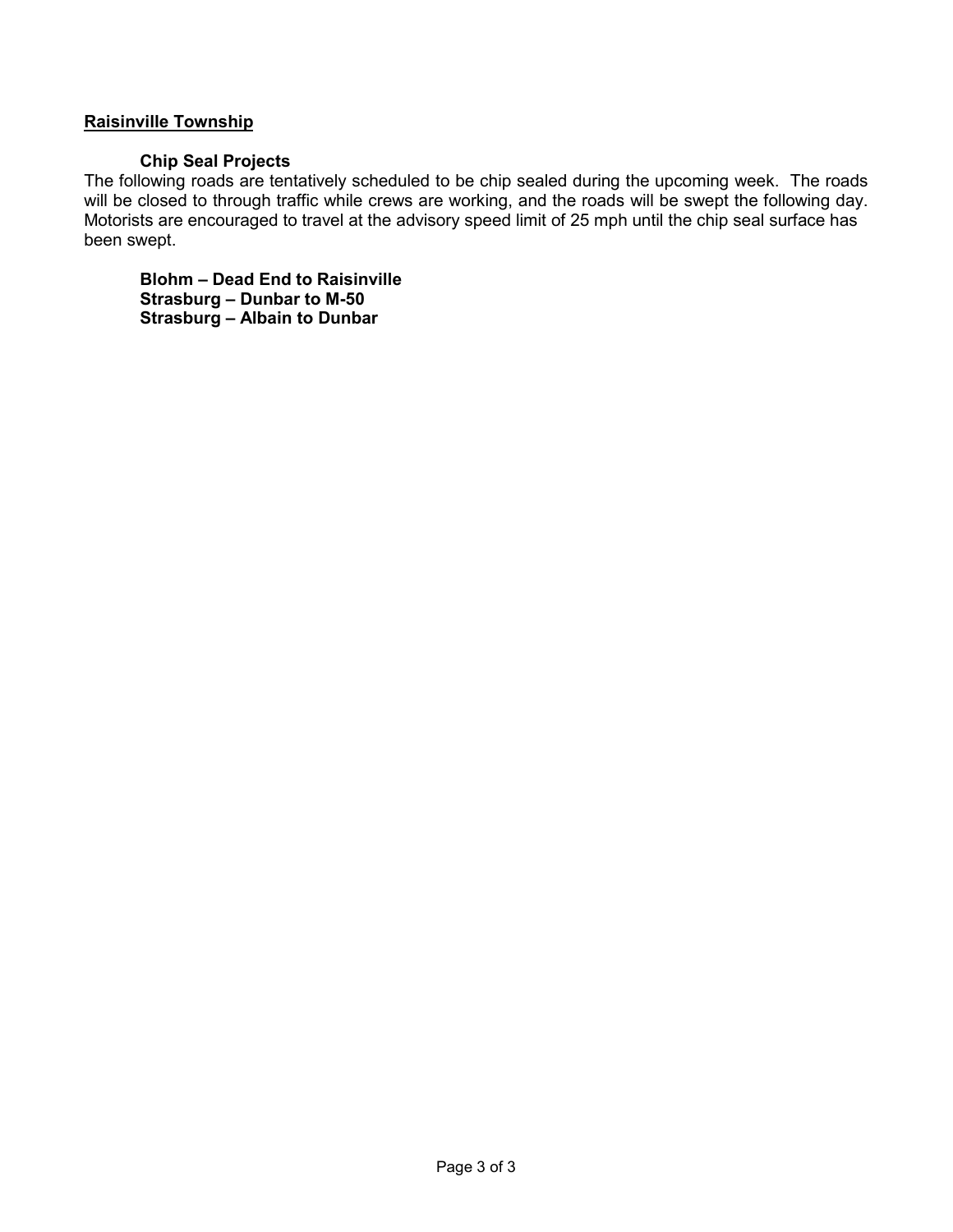## Raisinville Township

### Chip Seal Projects

The following roads are tentatively scheduled to be chip sealed during the upcoming week. The roads will be closed to through traffic while crews are working, and the roads will be swept the following day. Motorists are encouraged to travel at the advisory speed limit of 25 mph until the chip seal surface has been swept.

**Blohm – Dead End to Raisinville**
**Strasburg – Dunbar to M-50**
**Strasburg – Albain to Dunbar**